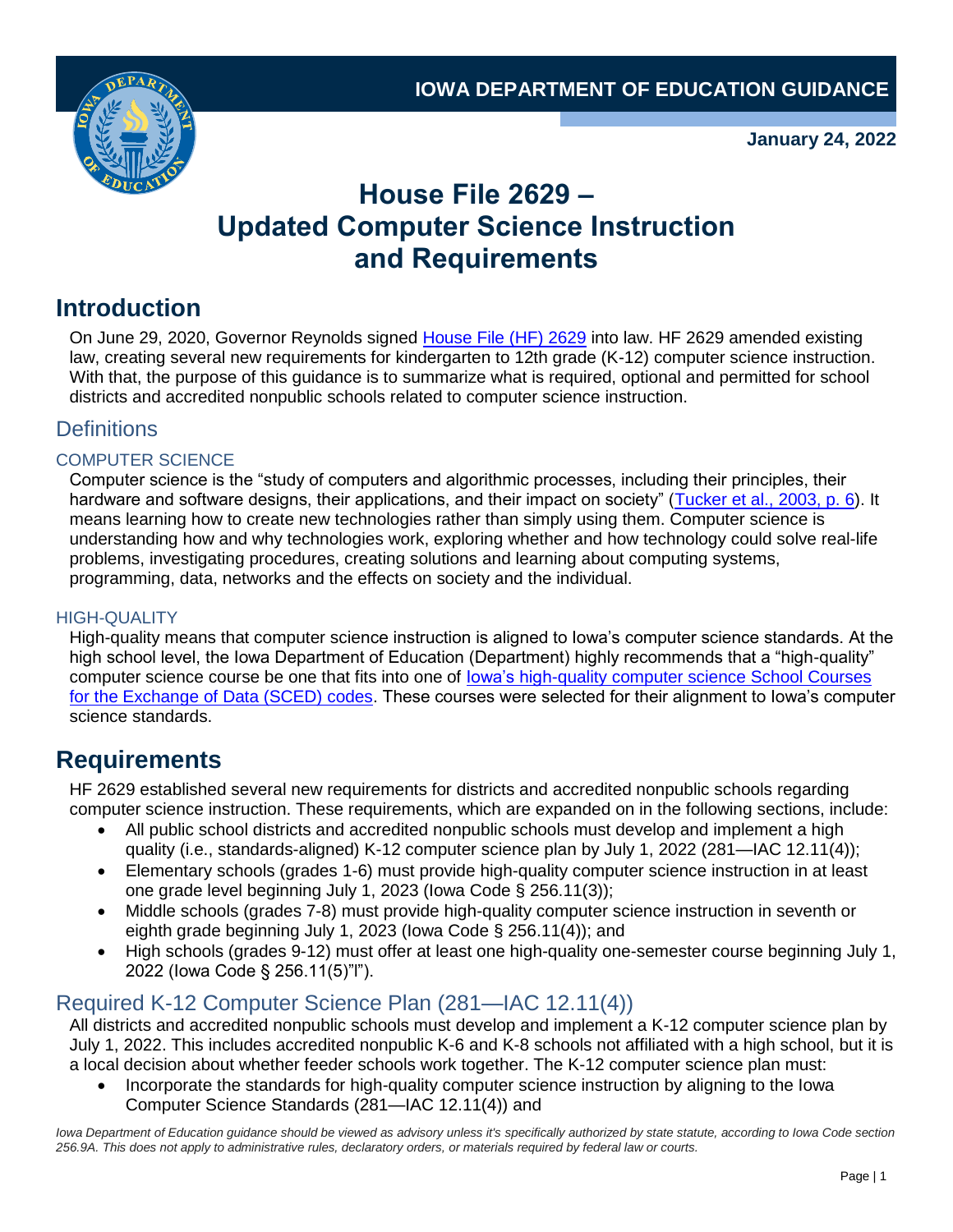IOWA DEPARTMENT OF EDUCATION GUIDANCE

**January 24, 2022**

# House File 2629 – Updated Computer Science Instruction and Requirements

## Introduction

On June 29, 2020, Governor Reynolds signed House File (HF) 2629 into law. HF 2629 amended existing law, creating several new requirements for kindergarten to 12th grade (K-12) computer science instruction. With that, the purpose of this guidance is to summarize what is required, optional and permitted for school districts and accredited nonpublic schools related to computer science instruction.

### Definitions

#### COMPUTER SCIENCE

Computer science is the "study of computers and algorithmic processes, including their principles, their hardware and software designs, their applications, and their impact on society" (Tucker et al., 2003, p. 6). It means learning how to create new technologies rather than simply using them. Computer science is understanding how and why technologies work, exploring whether and how technology could solve real-life problems, investigating procedures, creating solutions and learning about computing systems, programming, data, networks and the effects on society and the individual.

#### HIGH-QUALITY

High-quality means that computer science instruction is aligned to Iowa's computer science standards. At the high school level, the Iowa Department of Education (Department) highly recommends that a "high-quality" computer science course be one that fits into one of Iowa's high-quality computer science School Courses for the Exchange of Data (SCED) codes. These courses were selected for their alignment to Iowa's computer science standards.

## Requirements

HF 2629 established several new requirements for districts and accredited nonpublic schools regarding computer science instruction. These requirements, which are expanded on in the following sections, include:

- All public school districts and accredited nonpublic schools must develop and implement a high quality (i.e., standards-aligned) K-12 computer science plan by July 1, 2022 (281—IAC 12.11(4));
- Elementary schools (grades 1-6) must provide high-quality computer science instruction in at least one grade level beginning July 1, 2023 (Iowa Code § 256.11(3));
- Middle schools (grades 7-8) must provide high-quality computer science instruction in seventh or eighth grade beginning July 1, 2023 (Iowa Code § 256.11(4)); and
- High schools (grades 9-12) must offer at least one high-quality one-semester course beginning July 1, 2022 (Iowa Code § 256.11(5)"l").

### Required K-12 Computer Science Plan (281—IAC 12.11(4))

All districts and accredited nonpublic schools must develop and implement a K-12 computer science plan by July 1, 2022. This includes accredited nonpublic K-6 and K-8 schools not affiliated with a high school, but it is a local decision about whether feeder schools work together. The K-12 computer science plan must:

- Incorporate the standards for high-quality computer science instruction by aligning to the Iowa Computer Science Standards (281—IAC 12.11(4)) and

*Iowa Department of Education guidance should be viewed as advisory unless it's specifically authorized by state statute, according to Iowa Code section 256.9A. This does not apply to administrative rules, declaratory orders, or materials required by federal law or courts.*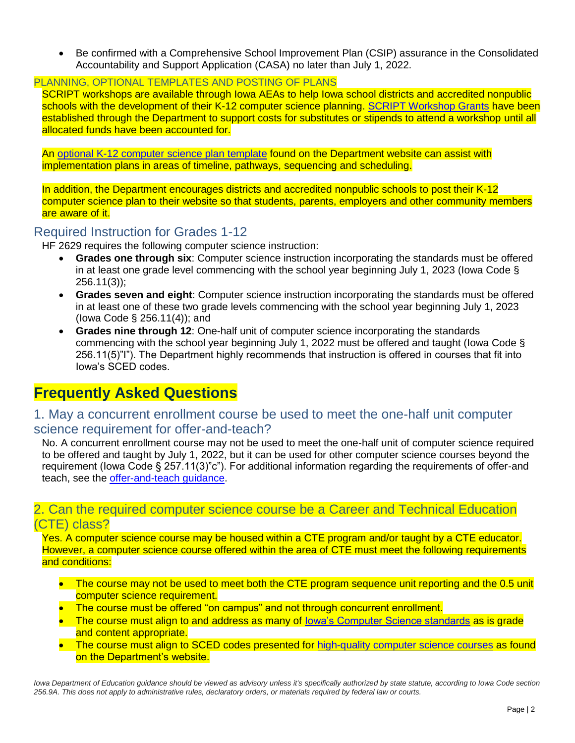- Be confirmed with a Comprehensive School Improvement Plan (CSIP) assurance in the Consolidated Accountability and Support Application (CASA) no later than July 1, 2022.

### PLANNING, OPTIONAL TEMPLATES AND POSTING OF PLANS

SCRIPT workshops are available through Iowa AEAs to help Iowa school districts and accredited nonpublic schools with the development of their K-12 computer science planning. SCRIPT Workshop Grants have been established through the Department to support costs for substitutes or stipends to attend a workshop until all allocated funds have been accounted for.

An optional K-12 computer science plan template found on the Department website can assist with implementation plans in areas of timeline, pathways, sequencing and scheduling.

In addition, the Department encourages districts and accredited nonpublic schools to post their K-12 computer science plan to their website so that students, parents, employers and other community members are aware of it.

## Required Instruction for Grades 1-12

HF 2629 requires the following computer science instruction:

- **Grades one through six**: Computer science instruction incorporating the standards must be offered in at least one grade level commencing with the school year beginning July 1, 2023 (Iowa Code § 256.11(3));
- **Grades seven and eight**: Computer science instruction incorporating the standards must be offered in at least one of these two grade levels commencing with the school year beginning July 1, 2023 (Iowa Code § 256.11(4)); and
- **Grades nine through 12**: One-half unit of computer science incorporating the standards commencing with the school year beginning July 1, 2022 must be offered and taught (Iowa Code § 256.11(5)"l"). The Department highly recommends that instruction is offered in courses that fit into Iowa's SCED codes.

# Frequently Asked Questions

## 1. May a concurrent enrollment course be used to meet the one-half unit computer science requirement for offer-and-teach?

No. A concurrent enrollment course may not be used to meet the one-half unit of computer science required to be offered and taught by July 1, 2022, but it can be used for other computer science courses beyond the requirement (Iowa Code § 257.11(3)"c"). For additional information regarding the requirements of offer-and teach, see the offer-and-teach guidance.

## 2. Can the required computer science course be a Career and Technical Education (CTE) class?

Yes. A computer science course may be housed within a CTE program and/or taught by a CTE educator. However, a computer science course offered within the area of CTE must meet the following requirements and conditions:

- The course may not be used to meet both the CTE program sequence unit reporting and the 0.5 unit computer science requirement.
- The course must be offered "on campus" and not through concurrent enrollment.
- The course must align to and address as many of Iowa's Computer Science standards as is grade and content appropriate.
- The course must align to SCED codes presented for high-quality computer science courses as found on the Department's website.

*Iowa Department of Education guidance should be viewed as advisory unless it's specifically authorized by state statute, according to Iowa Code section 256.9A. This does not apply to administrative rules, declaratory orders, or materials required by federal law or courts.*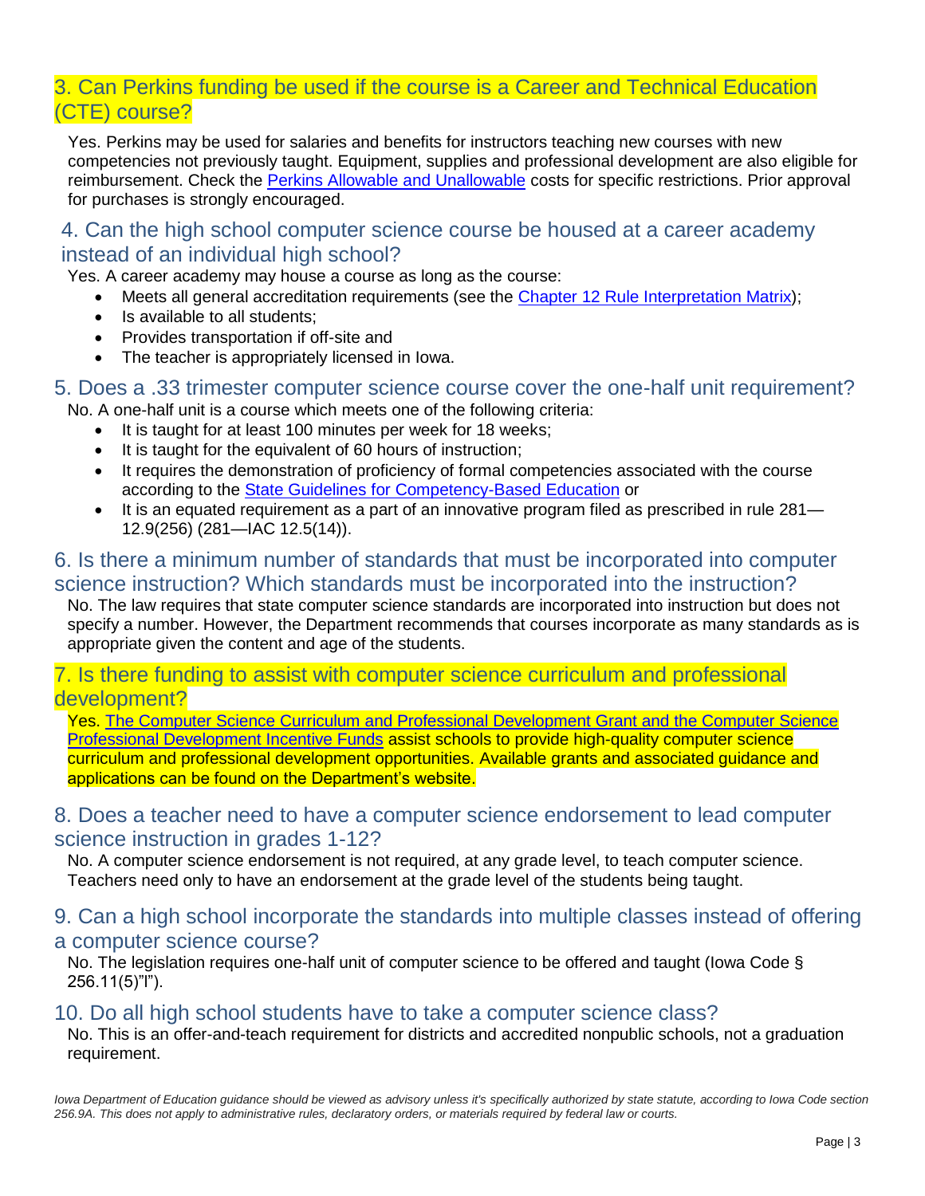## 3. Can Perkins funding be used if the course is a Career and Technical Education (CTE) course?

Yes. Perkins may be used for salaries and benefits for instructors teaching new courses with new competencies not previously taught. Equipment, supplies and professional development are also eligible for reimbursement. Check the Perkins Allowable and Unallowable costs for specific restrictions. Prior approval for purchases is strongly encouraged.

## 4. Can the high school computer science course be housed at a career academy instead of an individual high school?

Yes. A career academy may house a course as long as the course:

- Meets all general accreditation requirements (see the Chapter 12 Rule Interpretation Matrix);
- Is available to all students;
- Provides transportation if off-site and
- The teacher is appropriately licensed in Iowa.

## 5. Does a .33 trimester computer science course cover the one-half unit requirement?

No. A one-half unit is a course which meets one of the following criteria:

- It is taught for at least 100 minutes per week for 18 weeks;
- It is taught for the equivalent of 60 hours of instruction;
- It requires the demonstration of proficiency of formal competencies associated with the course according to the State Guidelines for Competency-Based Education or
- It is an equated requirement as a part of an innovative program filed as prescribed in rule 281—12.9(256) (281—IAC 12.5(14)).

## 6. Is there a minimum number of standards that must be incorporated into computer science instruction? Which standards must be incorporated into the instruction?

No. The law requires that state computer science standards are incorporated into instruction but does not specify a number. However, the Department recommends that courses incorporate as many standards as is appropriate given the content and age of the students.

## 7. Is there funding to assist with computer science curriculum and professional development?

Yes. The Computer Science Curriculum and Professional Development Grant and the Computer Science Professional Development Incentive Funds assist schools to provide high-quality computer science curriculum and professional development opportunities. Available grants and associated guidance and applications can be found on the Department's website.

## 8. Does a teacher need to have a computer science endorsement to lead computer science instruction in grades 1-12?

No. A computer science endorsement is not required, at any grade level, to teach computer science. Teachers need only to have an endorsement at the grade level of the students being taught.

## 9. Can a high school incorporate the standards into multiple classes instead of offering a computer science course?

No. The legislation requires one-half unit of computer science to be offered and taught (Iowa Code § 256.11(5)"l").

## 10. Do all high school students have to take a computer science class?

No. This is an offer-and-teach requirement for districts and accredited nonpublic schools, not a graduation requirement.

*Iowa Department of Education guidance should be viewed as advisory unless it's specifically authorized by state statute, according to Iowa Code section 256.9A. This does not apply to administrative rules, declaratory orders, or materials required by federal law or courts.*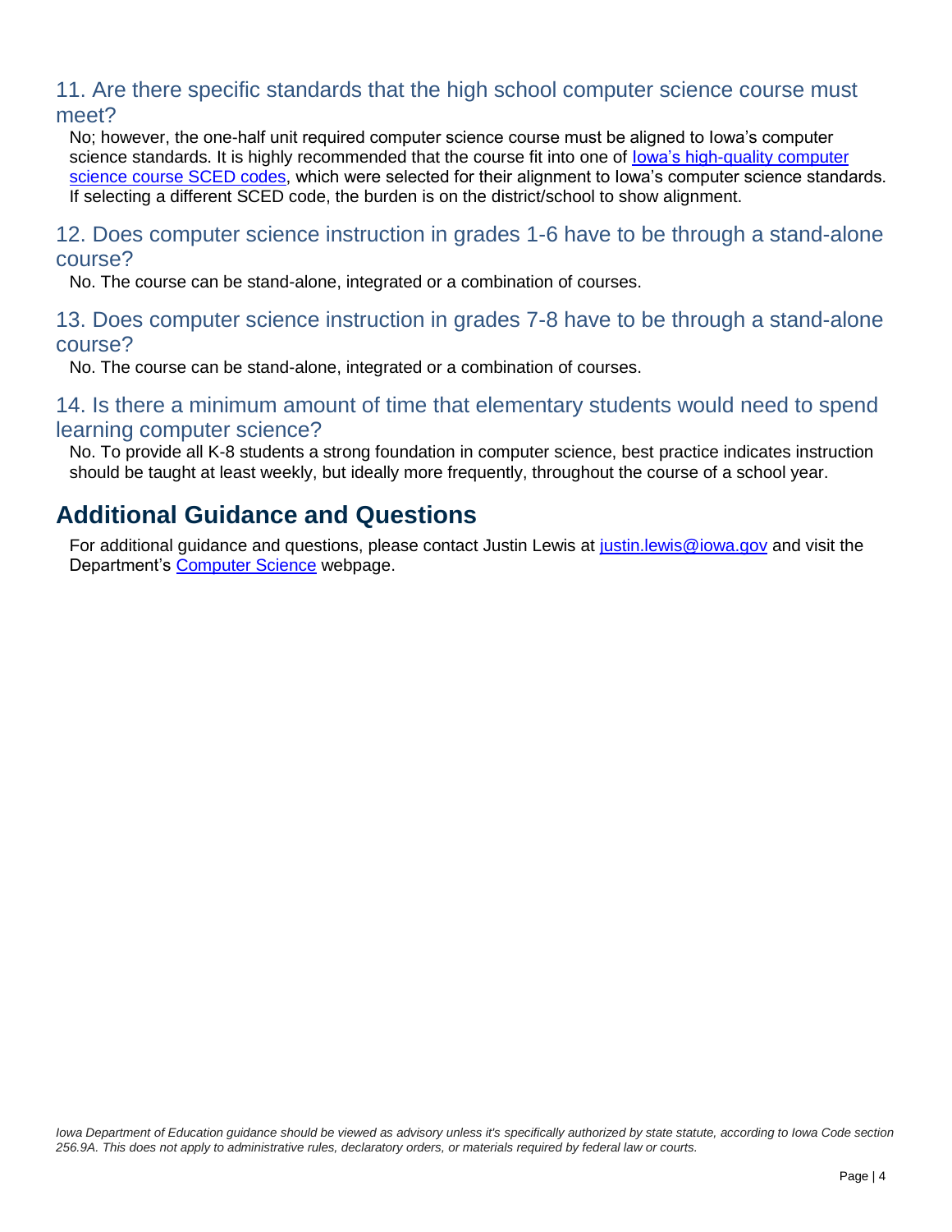### 11. Are there specific standards that the high school computer science course must meet?

No; however, the one-half unit required computer science course must be aligned to Iowa's computer science standards. It is highly recommended that the course fit into one of [Iowa's high-quality computer science course SCED codes](), which were selected for their alignment to Iowa's computer science standards. If selecting a different SCED code, the burden is on the district/school to show alignment.

### 12. Does computer science instruction in grades 1-6 have to be through a stand-alone course?

No. The course can be stand-alone, integrated or a combination of courses.

### 13. Does computer science instruction in grades 7-8 have to be through a stand-alone course?

No. The course can be stand-alone, integrated or a combination of courses.

### 14. Is there a minimum amount of time that elementary students would need to spend learning computer science?

No. To provide all K-8 students a strong foundation in computer science, best practice indicates instruction should be taught at least weekly, but ideally more frequently, throughout the course of a school year.

## Additional Guidance and Questions

For additional guidance and questions, please contact Justin Lewis at [justin.lewis@iowa.gov](mailto:justin.lewis@iowa.gov) and visit the Department's [Computer Science]() webpage.

*Iowa Department of Education guidance should be viewed as advisory unless it's specifically authorized by state statute, according to Iowa Code section 256.9A. This does not apply to administrative rules, declaratory orders, or materials required by federal law or courts.*